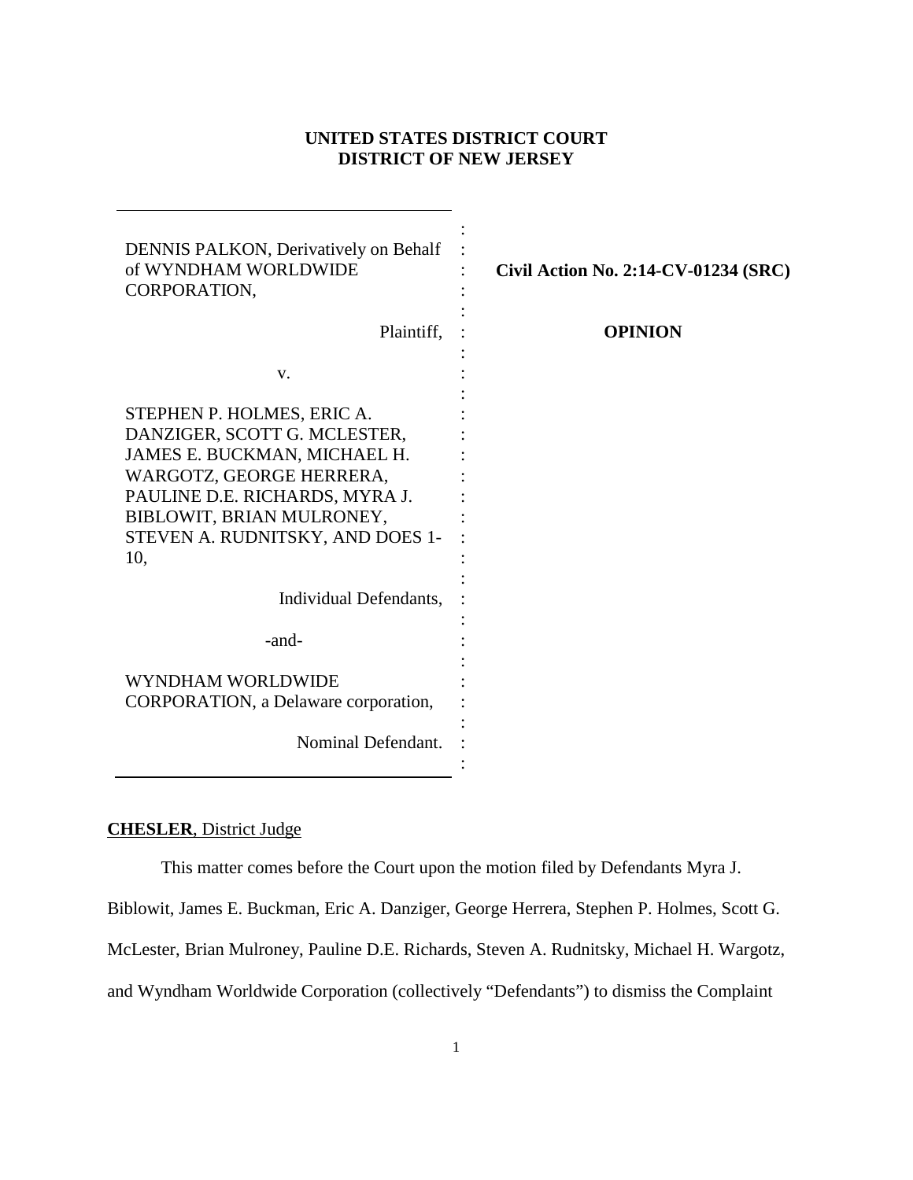**UNITED STATES DISTRICT COURT**
**DISTRICT OF NEW JERSEY**

| | | |
|---|---|---|
| DENNIS PALKON, Derivatively on Behalf of WYNDHAM WORLDWIDE CORPORATION, | : | **Civil Action No. 2:14-CV-01234 (SRC)** |
| Plaintiff, | : | **OPINION** |
| v. | : | |
| STEPHEN P. HOLMES, ERIC A. DANZIGER, SCOTT G. MCLESTER, JAMES E. BUCKMAN, MICHAEL H. WARGOTZ, GEORGE HERRERA, PAULINE D.E. RICHARDS, MYRA J. BIBLOWIT, BRIAN MULRONEY, STEVEN A. RUDNITSKY, AND DOES 1-10, | : | |
| Individual Defendants, | : | |
| -and- | : | |
| WYNDHAM WORLDWIDE CORPORATION, a Delaware corporation, | : | |
| Nominal Defendant. | : | |

**CHESLER**, District Judge

This matter comes before the Court upon the motion filed by Defendants Myra J. Biblowit, James E. Buckman, Eric A. Danziger, George Herrera, Stephen P. Holmes, Scott G. McLester, Brian Mulroney, Pauline D.E. Richards, Steven A. Rudnitsky, Michael H. Wargotz, and Wyndham Worldwide Corporation (collectively "Defendants") to dismiss the Complaint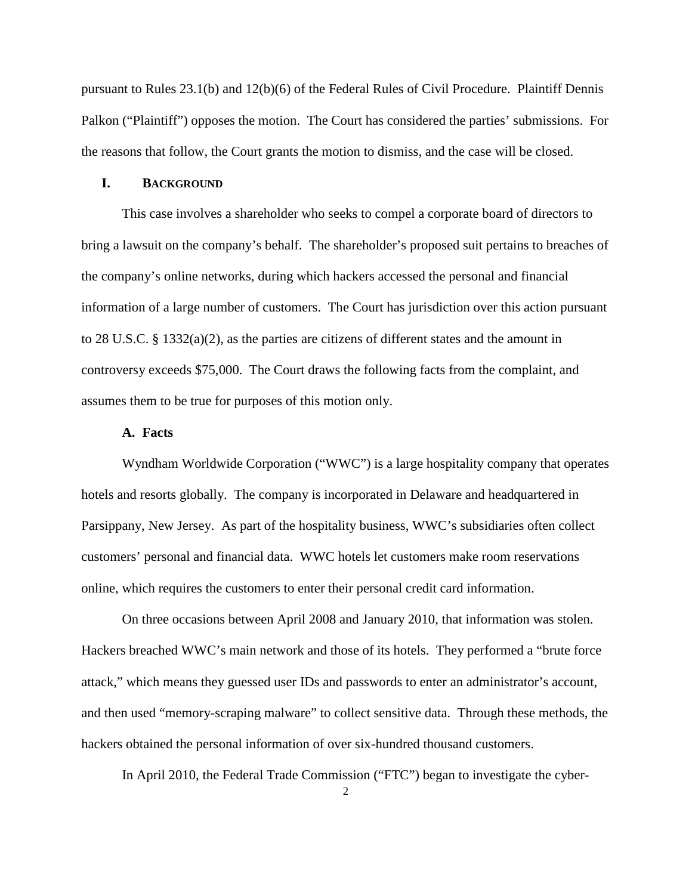pursuant to Rules 23.1(b) and 12(b)(6) of the Federal Rules of Civil Procedure. Plaintiff Dennis Palkon ("Plaintiff") opposes the motion. The Court has considered the parties' submissions. For the reasons that follow, the Court grants the motion to dismiss, and the case will be closed.

## I. BACKGROUND

This case involves a shareholder who seeks to compel a corporate board of directors to bring a lawsuit on the company's behalf. The shareholder's proposed suit pertains to breaches of the company's online networks, during which hackers accessed the personal and financial information of a large number of customers. The Court has jurisdiction over this action pursuant to 28 U.S.C. § 1332(a)(2), as the parties are citizens of different states and the amount in controversy exceeds $75,000. The Court draws the following facts from the complaint, and assumes them to be true for purposes of this motion only.

### A. Facts

Wyndham Worldwide Corporation ("WWC") is a large hospitality company that operates hotels and resorts globally. The company is incorporated in Delaware and headquartered in Parsippany, New Jersey. As part of the hospitality business, WWC's subsidiaries often collect customers' personal and financial data. WWC hotels let customers make room reservations online, which requires the customers to enter their personal credit card information.

On three occasions between April 2008 and January 2010, that information was stolen. Hackers breached WWC's main network and those of its hotels. They performed a "brute force attack," which means they guessed user IDs and passwords to enter an administrator's account, and then used "memory-scraping malware" to collect sensitive data. Through these methods, the hackers obtained the personal information of over six-hundred thousand customers.

In April 2010, the Federal Trade Commission ("FTC") began to investigate the cyber-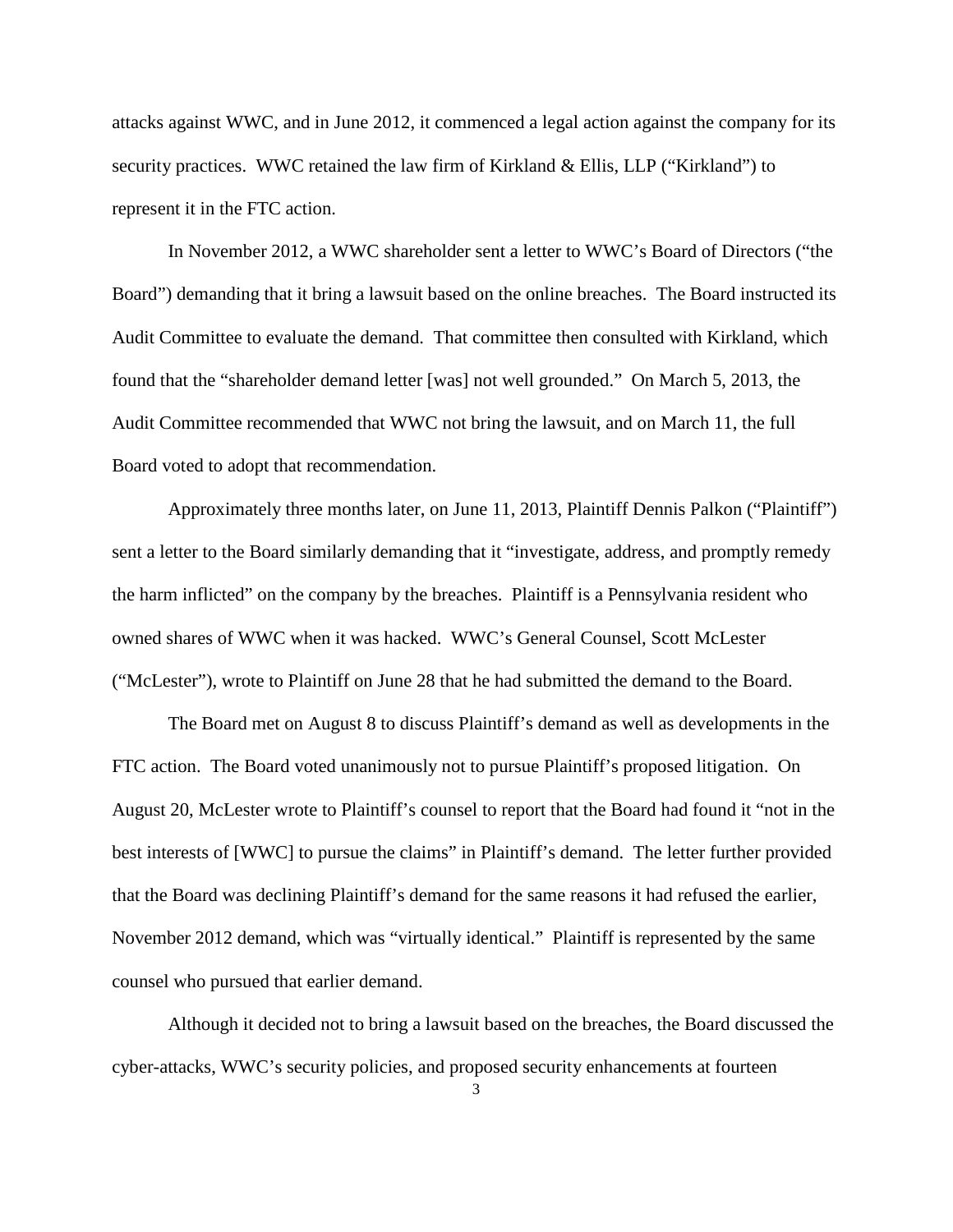attacks against WWC, and in June 2012, it commenced a legal action against the company for its security practices. WWC retained the law firm of Kirkland & Ellis, LLP ("Kirkland") to represent it in the FTC action.

In November 2012, a WWC shareholder sent a letter to WWC's Board of Directors ("the Board") demanding that it bring a lawsuit based on the online breaches. The Board instructed its Audit Committee to evaluate the demand. That committee then consulted with Kirkland, which found that the "shareholder demand letter [was] not well grounded." On March 5, 2013, the Audit Committee recommended that WWC not bring the lawsuit, and on March 11, the full Board voted to adopt that recommendation.

Approximately three months later, on June 11, 2013, Plaintiff Dennis Palkon ("Plaintiff") sent a letter to the Board similarly demanding that it "investigate, address, and promptly remedy the harm inflicted" on the company by the breaches. Plaintiff is a Pennsylvania resident who owned shares of WWC when it was hacked. WWC's General Counsel, Scott McLester ("McLester"), wrote to Plaintiff on June 28 that he had submitted the demand to the Board.

The Board met on August 8 to discuss Plaintiff's demand as well as developments in the FTC action. The Board voted unanimously not to pursue Plaintiff's proposed litigation. On August 20, McLester wrote to Plaintiff's counsel to report that the Board had found it "not in the best interests of [WWC] to pursue the claims" in Plaintiff's demand. The letter further provided that the Board was declining Plaintiff's demand for the same reasons it had refused the earlier, November 2012 demand, which was "virtually identical." Plaintiff is represented by the same counsel who pursued that earlier demand.

Although it decided not to bring a lawsuit based on the breaches, the Board discussed the cyber-attacks, WWC's security policies, and proposed security enhancements at fourteen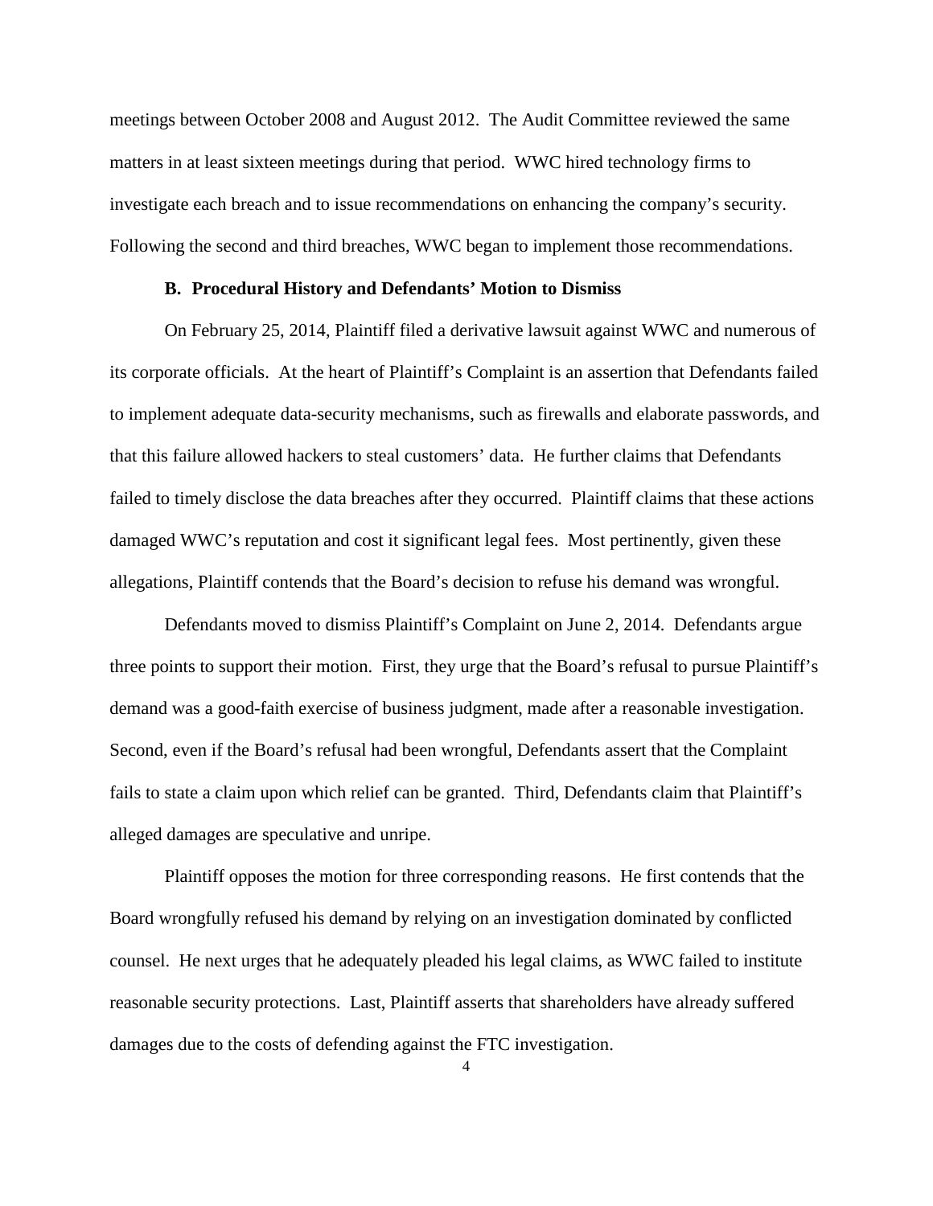meetings between October 2008 and August 2012. The Audit Committee reviewed the same matters in at least sixteen meetings during that period. WWC hired technology firms to investigate each breach and to issue recommendations on enhancing the company's security. Following the second and third breaches, WWC began to implement those recommendations.

### B. Procedural History and Defendants' Motion to Dismiss

On February 25, 2014, Plaintiff filed a derivative lawsuit against WWC and numerous of its corporate officials. At the heart of Plaintiff's Complaint is an assertion that Defendants failed to implement adequate data-security mechanisms, such as firewalls and elaborate passwords, and that this failure allowed hackers to steal customers' data. He further claims that Defendants failed to timely disclose the data breaches after they occurred. Plaintiff claims that these actions damaged WWC's reputation and cost it significant legal fees. Most pertinently, given these allegations, Plaintiff contends that the Board's decision to refuse his demand was wrongful.

Defendants moved to dismiss Plaintiff's Complaint on June 2, 2014. Defendants argue three points to support their motion. First, they urge that the Board's refusal to pursue Plaintiff's demand was a good-faith exercise of business judgment, made after a reasonable investigation. Second, even if the Board's refusal had been wrongful, Defendants assert that the Complaint fails to state a claim upon which relief can be granted. Third, Defendants claim that Plaintiff's alleged damages are speculative and unripe.

Plaintiff opposes the motion for three corresponding reasons. He first contends that the Board wrongfully refused his demand by relying on an investigation dominated by conflicted counsel. He next urges that he adequately pleaded his legal claims, as WWC failed to institute reasonable security protections. Last, Plaintiff asserts that shareholders have already suffered damages due to the costs of defending against the FTC investigation.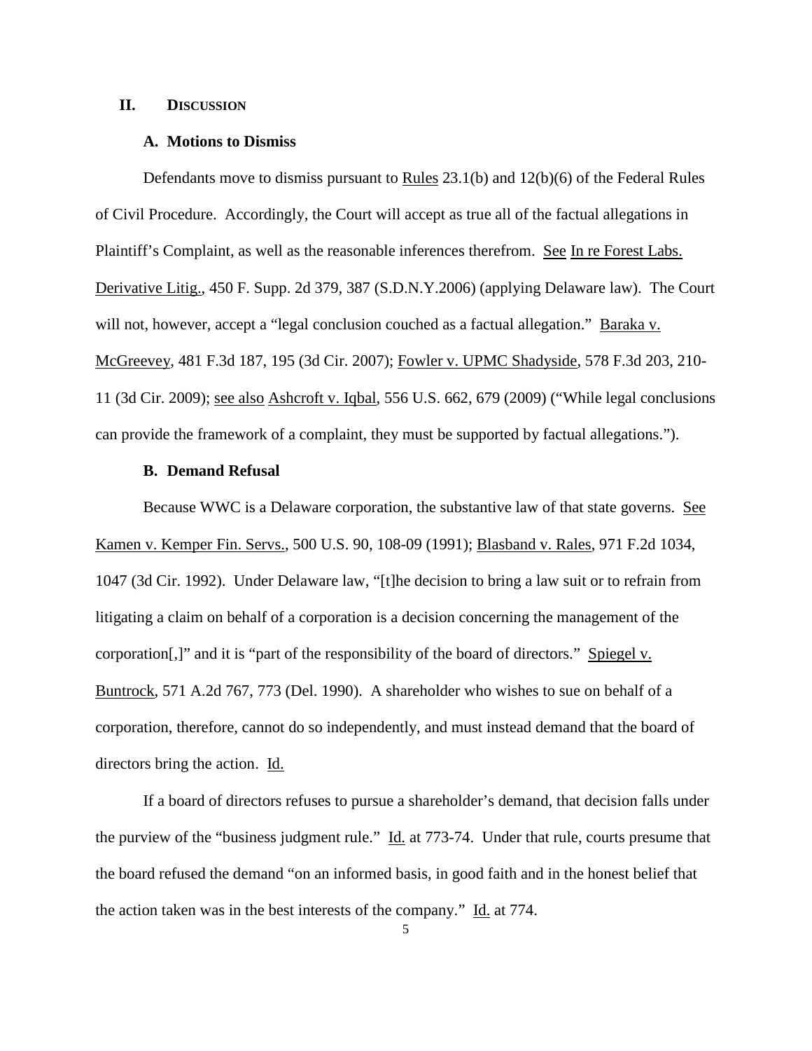## II. DISCUSSION

### A. Motions to Dismiss

Defendants move to dismiss pursuant to Rules 23.1(b) and 12(b)(6) of the Federal Rules of Civil Procedure. Accordingly, the Court will accept as true all of the factual allegations in Plaintiff's Complaint, as well as the reasonable inferences therefrom. See In re Forest Labs. Derivative Litig., 450 F. Supp. 2d 379, 387 (S.D.N.Y.2006) (applying Delaware law). The Court will not, however, accept a "legal conclusion couched as a factual allegation." Baraka v. McGreevey, 481 F.3d 187, 195 (3d Cir. 2007); Fowler v. UPMC Shadyside, 578 F.3d 203, 210-11 (3d Cir. 2009); see also Ashcroft v. Iqbal, 556 U.S. 662, 679 (2009) ("While legal conclusions can provide the framework of a complaint, they must be supported by factual allegations.").

### B. Demand Refusal

Because WWC is a Delaware corporation, the substantive law of that state governs. See Kamen v. Kemper Fin. Servs., 500 U.S. 90, 108-09 (1991); Blasband v. Rales, 971 F.2d 1034, 1047 (3d Cir. 1992). Under Delaware law, "[t]he decision to bring a law suit or to refrain from litigating a claim on behalf of a corporation is a decision concerning the management of the corporation[,]" and it is "part of the responsibility of the board of directors." Spiegel v. Buntrock, 571 A.2d 767, 773 (Del. 1990). A shareholder who wishes to sue on behalf of a corporation, therefore, cannot do so independently, and must instead demand that the board of directors bring the action. Id.

If a board of directors refuses to pursue a shareholder's demand, that decision falls under the purview of the "business judgment rule." Id. at 773-74. Under that rule, courts presume that the board refused the demand "on an informed basis, in good faith and in the honest belief that the action taken was in the best interests of the company." Id. at 774.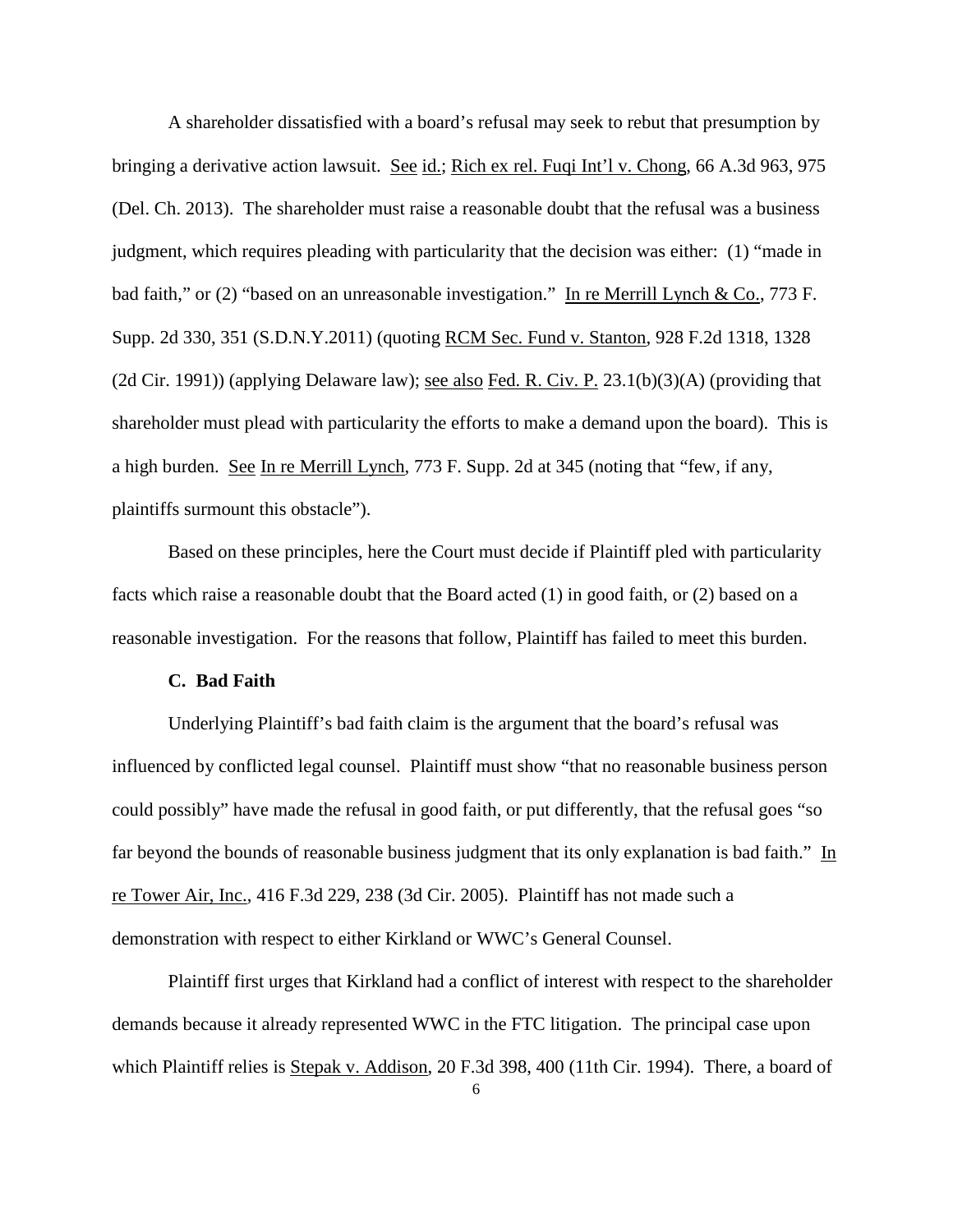A shareholder dissatisfied with a board's refusal may seek to rebut that presumption by bringing a derivative action lawsuit. See id.; Rich ex rel. Fuqi Int'l v. Chong, 66 A.3d 963, 975 (Del. Ch. 2013). The shareholder must raise a reasonable doubt that the refusal was a business judgment, which requires pleading with particularity that the decision was either: (1) "made in bad faith," or (2) "based on an unreasonable investigation." In re Merrill Lynch & Co., 773 F. Supp. 2d 330, 351 (S.D.N.Y.2011) (quoting RCM Sec. Fund v. Stanton, 928 F.2d 1318, 1328 (2d Cir. 1991)) (applying Delaware law); see also Fed. R. Civ. P. 23.1(b)(3)(A) (providing that shareholder must plead with particularity the efforts to make a demand upon the board). This is a high burden. See In re Merrill Lynch, 773 F. Supp. 2d at 345 (noting that "few, if any, plaintiffs surmount this obstacle").

Based on these principles, here the Court must decide if Plaintiff pled with particularity facts which raise a reasonable doubt that the Board acted (1) in good faith, or (2) based on a reasonable investigation. For the reasons that follow, Plaintiff has failed to meet this burden.

**C. Bad Faith**

Underlying Plaintiff's bad faith claim is the argument that the board's refusal was influenced by conflicted legal counsel. Plaintiff must show "that no reasonable business person could possibly" have made the refusal in good faith, or put differently, that the refusal goes "so far beyond the bounds of reasonable business judgment that its only explanation is bad faith." In re Tower Air, Inc., 416 F.3d 229, 238 (3d Cir. 2005). Plaintiff has not made such a demonstration with respect to either Kirkland or WWC's General Counsel.

Plaintiff first urges that Kirkland had a conflict of interest with respect to the shareholder demands because it already represented WWC in the FTC litigation. The principal case upon which Plaintiff relies is Stepak v. Addison, 20 F.3d 398, 400 (11th Cir. 1994). There, a board of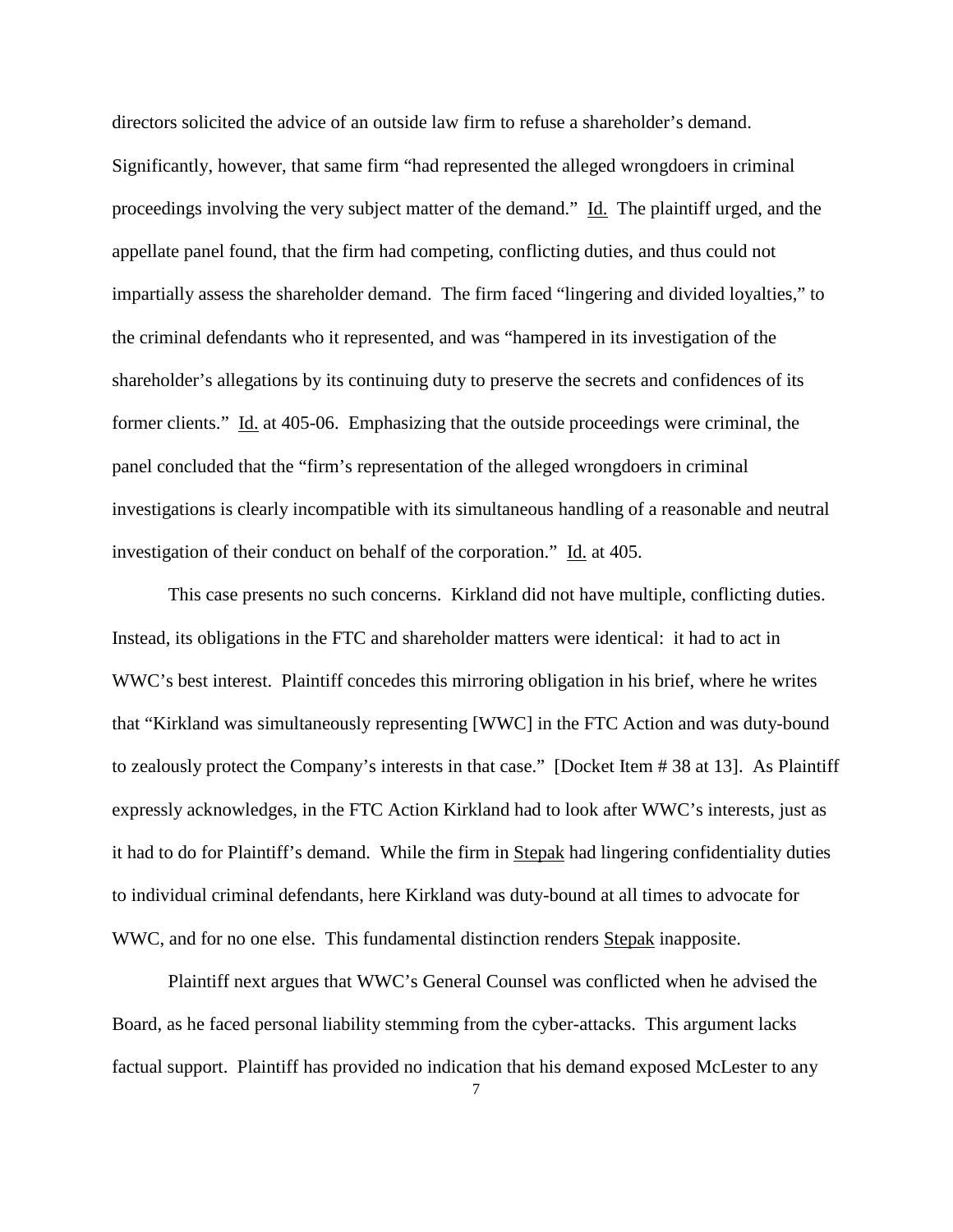directors solicited the advice of an outside law firm to refuse a shareholder's demand. Significantly, however, that same firm "had represented the alleged wrongdoers in criminal proceedings involving the very subject matter of the demand." Id. The plaintiff urged, and the appellate panel found, that the firm had competing, conflicting duties, and thus could not impartially assess the shareholder demand. The firm faced "lingering and divided loyalties," to the criminal defendants who it represented, and was "hampered in its investigation of the shareholder's allegations by its continuing duty to preserve the secrets and confidences of its former clients." Id. at 405-06. Emphasizing that the outside proceedings were criminal, the panel concluded that the "firm's representation of the alleged wrongdoers in criminal investigations is clearly incompatible with its simultaneous handling of a reasonable and neutral investigation of their conduct on behalf of the corporation." Id. at 405.

This case presents no such concerns. Kirkland did not have multiple, conflicting duties. Instead, its obligations in the FTC and shareholder matters were identical: it had to act in WWC's best interest. Plaintiff concedes this mirroring obligation in his brief, where he writes that "Kirkland was simultaneously representing [WWC] in the FTC Action and was duty-bound to zealously protect the Company's interests in that case." [Docket Item # 38 at 13]. As Plaintiff expressly acknowledges, in the FTC Action Kirkland had to look after WWC's interests, just as it had to do for Plaintiff's demand. While the firm in Stepak had lingering confidentiality duties to individual criminal defendants, here Kirkland was duty-bound at all times to advocate for WWC, and for no one else. This fundamental distinction renders Stepak inapposite.

Plaintiff next argues that WWC's General Counsel was conflicted when he advised the Board, as he faced personal liability stemming from the cyber-attacks. This argument lacks factual support. Plaintiff has provided no indication that his demand exposed McLester to any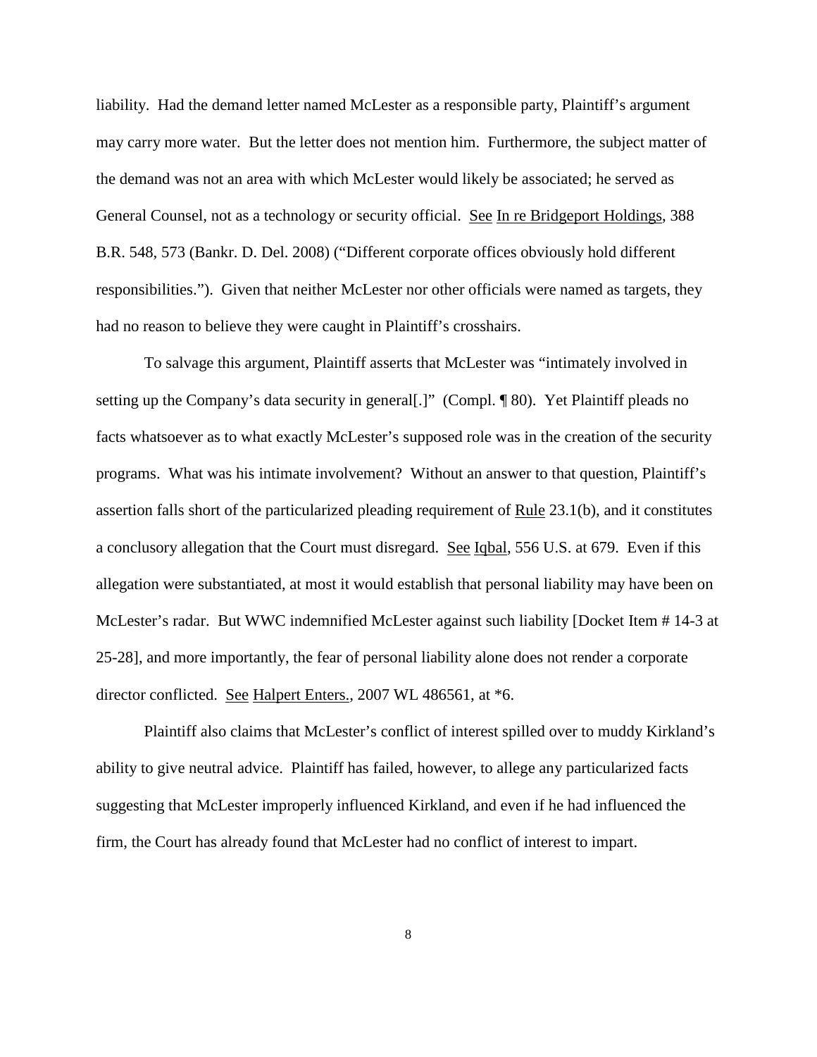liability. Had the demand letter named McLester as a responsible party, Plaintiff's argument may carry more water. But the letter does not mention him. Furthermore, the subject matter of the demand was not an area with which McLester would likely be associated; he served as General Counsel, not as a technology or security official. See In re Bridgeport Holdings, 388 B.R. 548, 573 (Bankr. D. Del. 2008) ("Different corporate offices obviously hold different responsibilities."). Given that neither McLester nor other officials were named as targets, they had no reason to believe they were caught in Plaintiff's crosshairs.

To salvage this argument, Plaintiff asserts that McLester was "intimately involved in setting up the Company's data security in general[.]" (Compl. ¶ 80). Yet Plaintiff pleads no facts whatsoever as to what exactly McLester's supposed role was in the creation of the security programs. What was his intimate involvement? Without an answer to that question, Plaintiff's assertion falls short of the particularized pleading requirement of Rule 23.1(b), and it constitutes a conclusory allegation that the Court must disregard. See Iqbal, 556 U.S. at 679. Even if this allegation were substantiated, at most it would establish that personal liability may have been on McLester's radar. But WWC indemnified McLester against such liability [Docket Item # 14-3 at 25-28], and more importantly, the fear of personal liability alone does not render a corporate director conflicted. See Halpert Enters., 2007 WL 486561, at *6.

Plaintiff also claims that McLester's conflict of interest spilled over to muddy Kirkland's ability to give neutral advice. Plaintiff has failed, however, to allege any particularized facts suggesting that McLester improperly influenced Kirkland, and even if he had influenced the firm, the Court has already found that McLester had no conflict of interest to impart.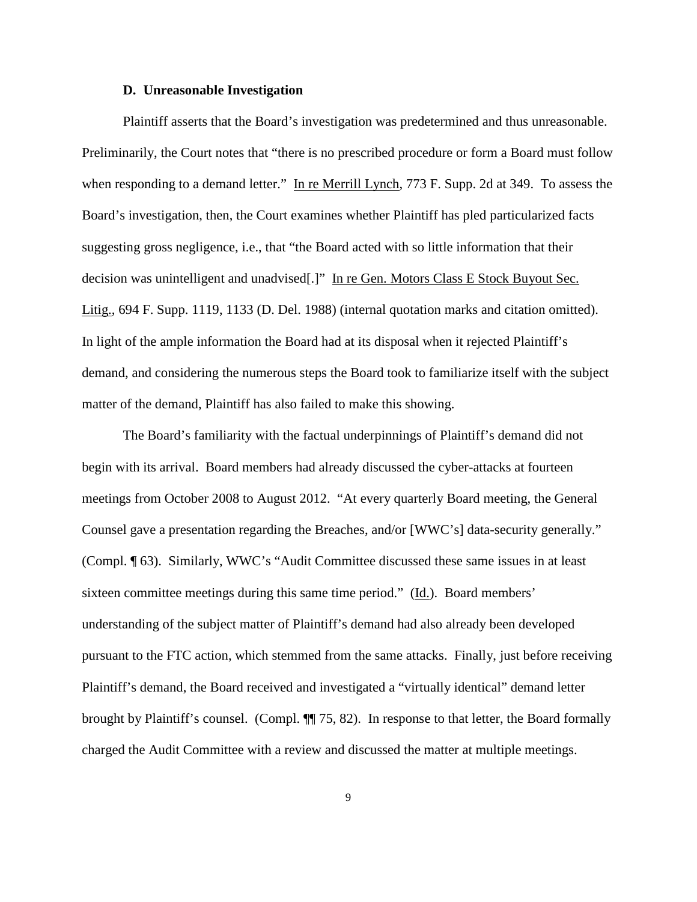### D. Unreasonable Investigation

Plaintiff asserts that the Board's investigation was predetermined and thus unreasonable. Preliminarily, the Court notes that "there is no prescribed procedure or form a Board must follow when responding to a demand letter." In re Merrill Lynch, 773 F. Supp. 2d at 349. To assess the Board's investigation, then, the Court examines whether Plaintiff has pled particularized facts suggesting gross negligence, i.e., that "the Board acted with so little information that their decision was unintelligent and unadvised[.]" In re Gen. Motors Class E Stock Buyout Sec. Litig., 694 F. Supp. 1119, 1133 (D. Del. 1988) (internal quotation marks and citation omitted). In light of the ample information the Board had at its disposal when it rejected Plaintiff's demand, and considering the numerous steps the Board took to familiarize itself with the subject matter of the demand, Plaintiff has also failed to make this showing.

The Board's familiarity with the factual underpinnings of Plaintiff's demand did not begin with its arrival. Board members had already discussed the cyber-attacks at fourteen meetings from October 2008 to August 2012. "At every quarterly Board meeting, the General Counsel gave a presentation regarding the Breaches, and/or [WWC's] data-security generally." (Compl. ¶ 63). Similarly, WWC's "Audit Committee discussed these same issues in at least sixteen committee meetings during this same time period." (Id.). Board members' understanding of the subject matter of Plaintiff's demand had also already been developed pursuant to the FTC action, which stemmed from the same attacks. Finally, just before receiving Plaintiff's demand, the Board received and investigated a "virtually identical" demand letter brought by Plaintiff's counsel. (Compl. ¶¶ 75, 82). In response to that letter, the Board formally charged the Audit Committee with a review and discussed the matter at multiple meetings.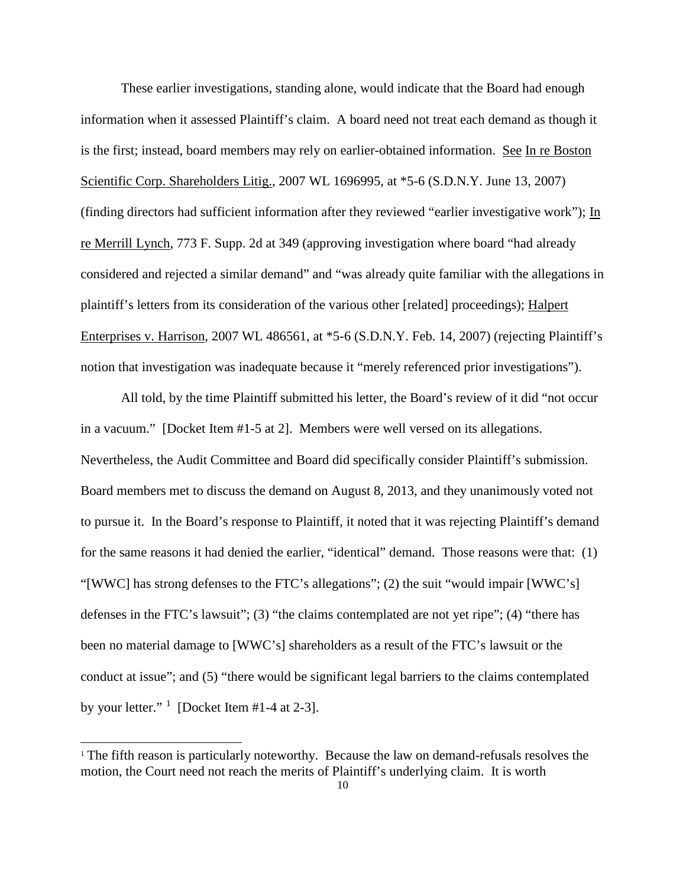These earlier investigations, standing alone, would indicate that the Board had enough information when it assessed Plaintiff's claim. A board need not treat each demand as though it is the first; instead, board members may rely on earlier-obtained information. See In re Boston Scientific Corp. Shareholders Litig., 2007 WL 1696995, at *5-6 (S.D.N.Y. June 13, 2007) (finding directors had sufficient information after they reviewed "earlier investigative work"); In re Merrill Lynch, 773 F. Supp. 2d at 349 (approving investigation where board "had already considered and rejected a similar demand" and "was already quite familiar with the allegations in plaintiff's letters from its consideration of the various other [related] proceedings); Halpert Enterprises v. Harrison, 2007 WL 486561, at *5-6 (S.D.N.Y. Feb. 14, 2007) (rejecting Plaintiff's notion that investigation was inadequate because it "merely referenced prior investigations").

All told, by the time Plaintiff submitted his letter, the Board's review of it did "not occur in a vacuum." [Docket Item #1-5 at 2]. Members were well versed on its allegations. Nevertheless, the Audit Committee and Board did specifically consider Plaintiff's submission. Board members met to discuss the demand on August 8, 2013, and they unanimously voted not to pursue it. In the Board's response to Plaintiff, it noted that it was rejecting Plaintiff's demand for the same reasons it had denied the earlier, "identical" demand. Those reasons were that: (1) "[WWC] has strong defenses to the FTC's allegations"; (2) the suit "would impair [WWC's] defenses in the FTC's lawsuit"; (3) "the claims contemplated are not yet ripe"; (4) "there has been no material damage to [WWC's] shareholders as a result of the FTC's lawsuit or the conduct at issue"; and (5) "there would be significant legal barriers to the claims contemplated by your letter." [1] [Docket Item #1-4 at 2-3].

---

[1] The fifth reason is particularly noteworthy. Because the law on demand-refusals resolves the motion, the Court need not reach the merits of Plaintiff's underlying claim. It is worth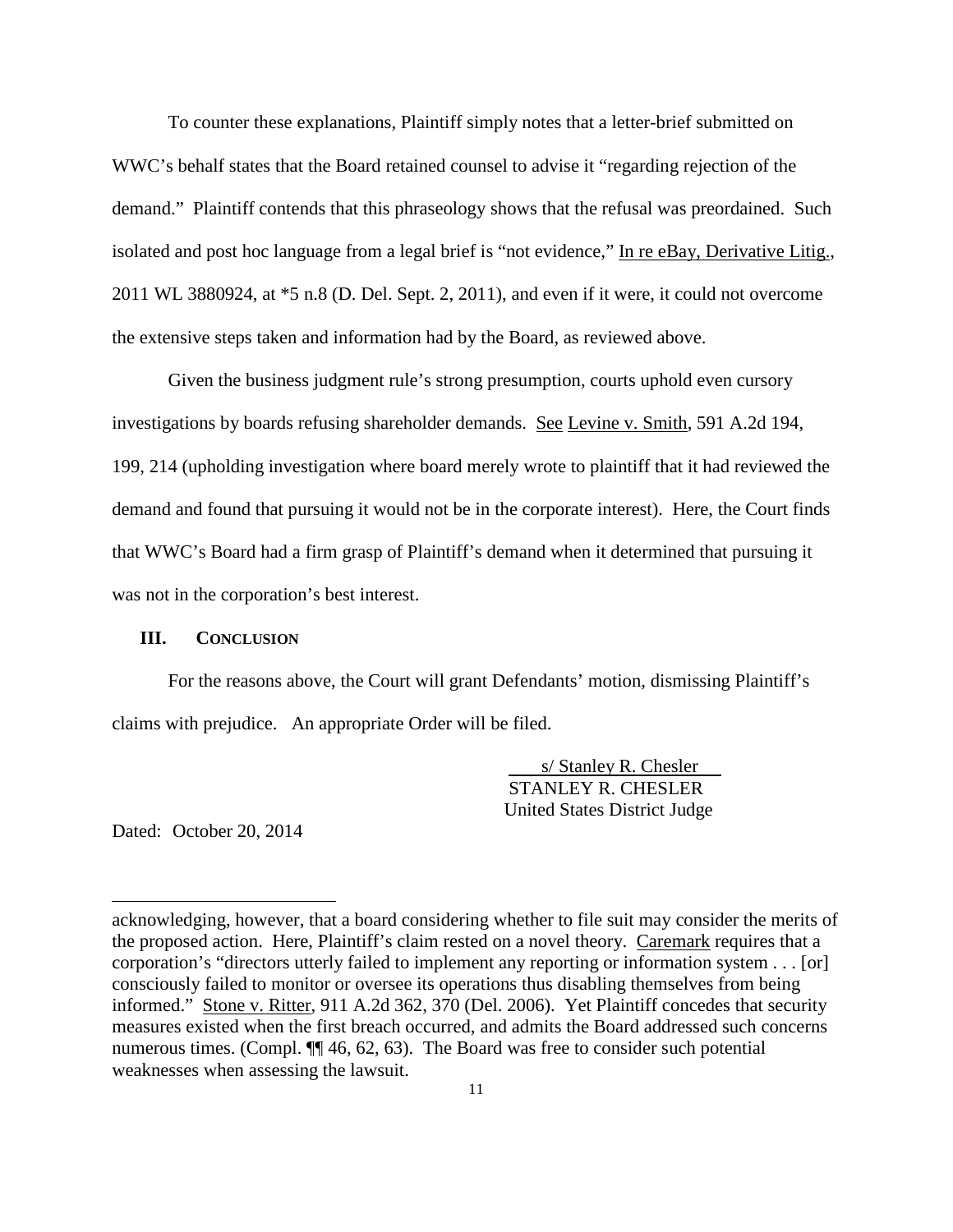To counter these explanations, Plaintiff simply notes that a letter-brief submitted on WWC's behalf states that the Board retained counsel to advise it "regarding rejection of the demand." Plaintiff contends that this phraseology shows that the refusal was preordained. Such isolated and post hoc language from a legal brief is "not evidence," In re eBay, Derivative Litig., 2011 WL 3880924, at *5 n.8 (D. Del. Sept. 2, 2011), and even if it were, it could not overcome the extensive steps taken and information had by the Board, as reviewed above.

Given the business judgment rule's strong presumption, courts uphold even cursory investigations by boards refusing shareholder demands. See Levine v. Smith, 591 A.2d 194, 199, 214 (upholding investigation where board merely wrote to plaintiff that it had reviewed the demand and found that pursuing it would not be in the corporate interest). Here, the Court finds that WWC's Board had a firm grasp of Plaintiff's demand when it determined that pursuing it was not in the corporation's best interest.

## III. CONCLUSION

For the reasons above, the Court will grant Defendants' motion, dismissing Plaintiff's claims with prejudice. An appropriate Order will be filed.

s/ Stanley R. Chesler
STANLEY R. CHESLER
United States District Judge

Dated: October 20, 2014

---

acknowledging, however, that a board considering whether to file suit may consider the merits of the proposed action. Here, Plaintiff's claim rested on a novel theory. Caremark requires that a corporation's "directors utterly failed to implement any reporting or information system . . . [or] consciously failed to monitor or oversee its operations thus disabling themselves from being informed." Stone v. Ritter, 911 A.2d 362, 370 (Del. 2006). Yet Plaintiff concedes that security measures existed when the first breach occurred, and admits the Board addressed such concerns numerous times. (Compl. ¶¶ 46, 62, 63). The Board was free to consider such potential weaknesses when assessing the lawsuit.